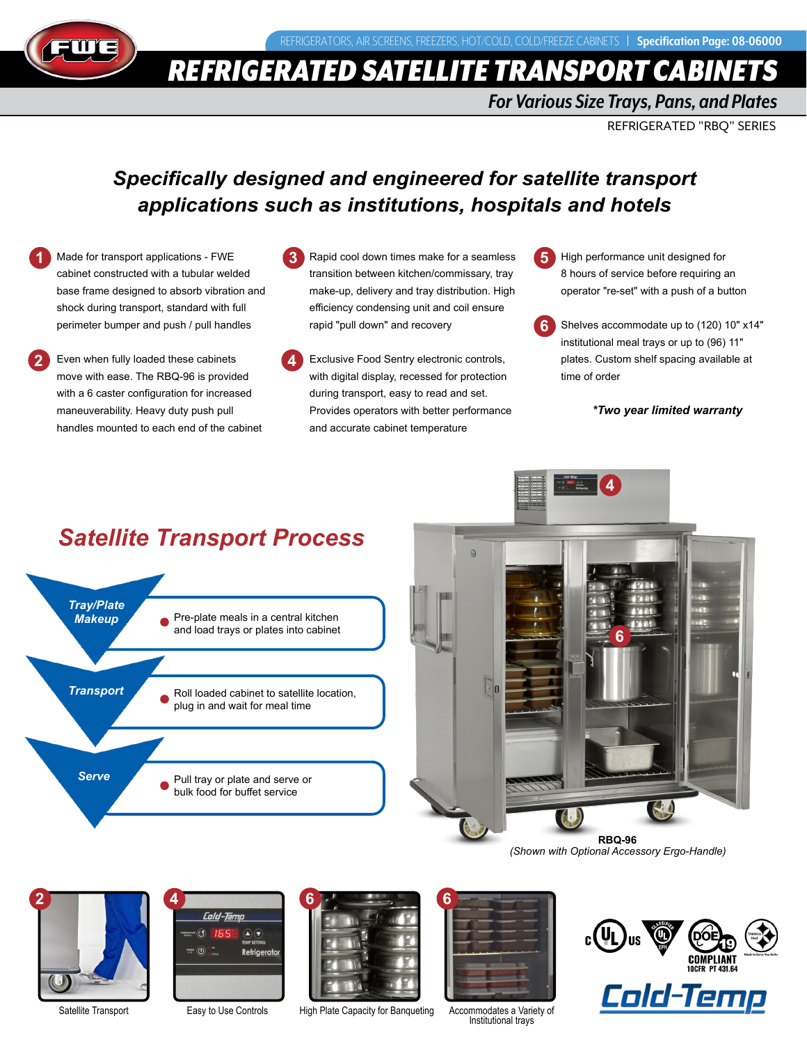REFRIGERATORS, AIR SCREENS, FREEZERS, HOT/COLD, COLD/FREEZE CABINETS | **Specification Page: 08-06000**

# REFRIGERATED SATELLITE TRANSPORT CABINETS

## For Various Size Trays, Pans, and Plates

REFRIGERATED "RBQ" SERIES

## *Specifically designed and engineered for satellite transport applications such as institutions, hospitals and hotels*

1. Made for transport applications - FWE cabinet constructed with a tubular welded base frame designed to absorb vibration and shock during transport, standard with full perimeter bumper and push / pull handles

2. Even when fully loaded these cabinets move with ease. The RBQ-96 is provided with a 6 caster configuration for increased maneuverability. Heavy duty push pull handles mounted to each end of the cabinet

3. Rapid cool down times make for a seamless transition between kitchen/commissary, tray make-up, delivery and tray distribution. High efficiency condensing unit and coil ensure rapid "pull down" and recovery

4. Exclusive Food Sentry electronic controls, with digital display, recessed for protection during transport, easy to read and set. Provides operators with better performance and accurate cabinet temperature

5. High performance unit designed for 8 hours of service before requiring an operator "re-set" with a push of a button

6. Shelves accommodate up to (120) 10" x14" institutional meal trays or up to (96) 11" plates. Custom shelf spacing available at time of order

***Two year limited warranty**

## Satellite Transport Process

- ***Tray/Plate Makeup*** — Pre-plate meals in a central kitchen and load trays or plates into cabinet
- ***Transport*** — Roll loaded cabinet to satellite location, plug in and wait for meal time
- ***Serve*** — Pull tray or plate and serve or bulk food for buffet service

**RBQ-96**
*(Shown with Optional Accessory Ergo-Handle)*

Satellite Transport

Easy to Use Controls

High Plate Capacity for Banqueting

Accommodates a Variety of Institutional trays

DOE COMPLIANT 10CFR PT 431.64

Cold-Temp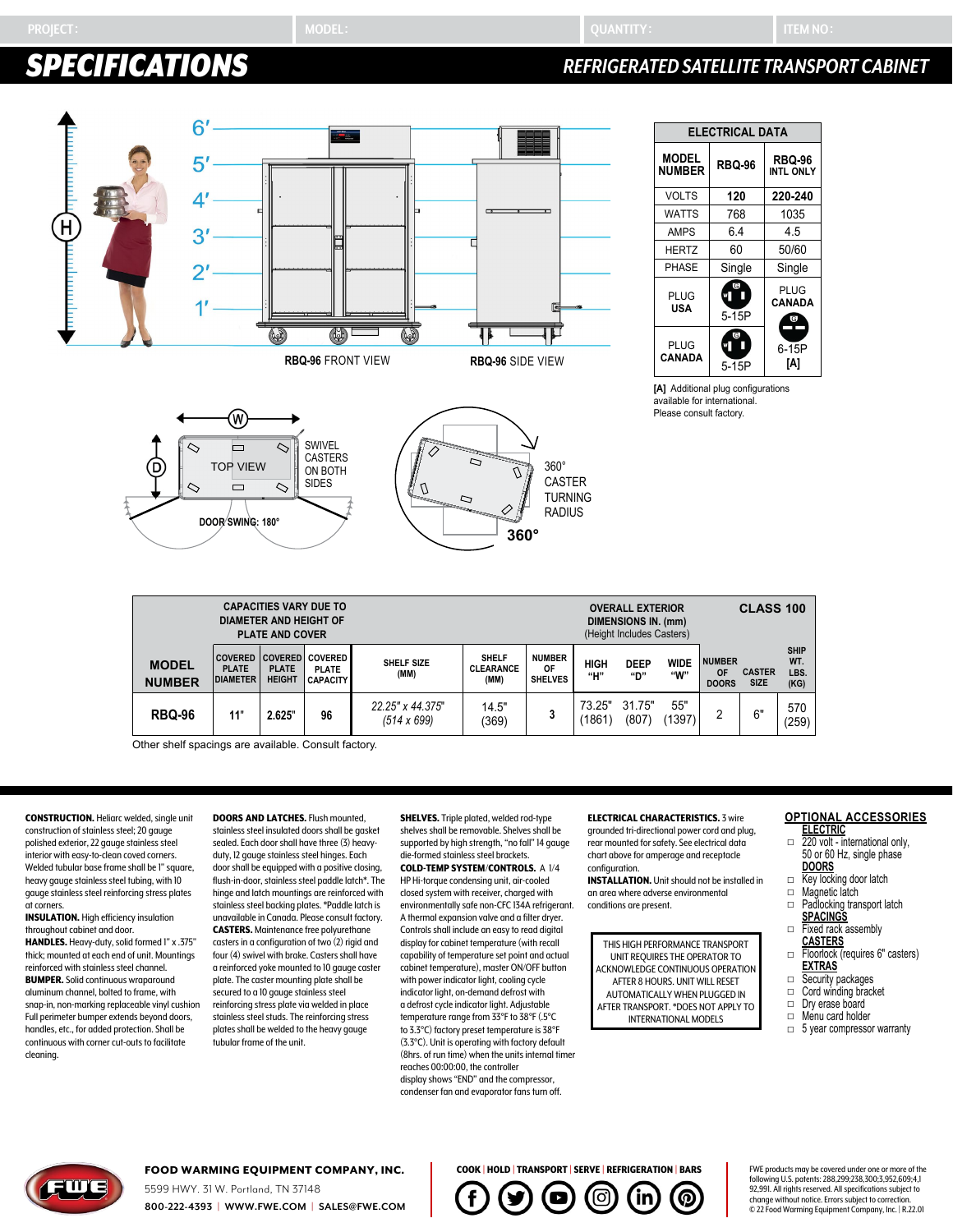PROJECT: | MODEL: | QUANTITY: | ITEM NO:

# SPECIFICATIONS

## REFRIGERATED SATELLITE TRANSPORT CABINET

6′
5′
4′
3′
2′
1′
H

RBQ-96 FRONT VIEW

RBQ-96 SIDE VIEW

W
D
TOP VIEW
SWIVEL CASTERS ON BOTH SIDES
DOOR SWING: 180°

360° CASTER TURNING RADIUS
360°

| ELECTRICAL DATA | | |
|---|---|---|
| MODEL NUMBER | RBQ-96 | RBQ-96 INTL ONLY |
| VOLTS | 120 | 220-240 |
| WATTS | 768 | 1035 |
| AMPS | 6.4 | 4.5 |
| HERTZ | 60 | 50/60 |
| PHASE | Single | Single |
| PLUG USA | 5-15P | PLUG CANADA 6-15P [A] |
| PLUG CANADA | 5-15P | |

[A] Additional plug configurations available for international. Please consult factory.

| MODEL NUMBER | CAPACITIES VARY DUE TO DIAMETER AND HEIGHT OF PLATE AND COVER | | | | | | OVERALL EXTERIOR DIMENSIONS IN. (MM) (Height Includes Casters) | | | CLASS 100 | | |
|---|---|---|---|---|---|---|---|---|---|---|---|---|
| | COVERED PLATE DIAMETER | COVERED PLATE HEIGHT | COVERED PLATE CAPACITY | SHELF SIZE (MM) | SHELF CLEARANCE (MM) | NUMBER OF SHELVES | HIGH "H" | DEEP "D" | WIDE "W" | NUMBER OF DOORS | CASTER SIZE | SHIP WT. LBS. (KG) |
| RBQ-96 | 11" | 2.625" | 96 | 22.25" x 44.375" (514 x 699) | 14.5" (369) | 3 | 73.25" (1861) | 31.75" (807) | 55" (1397) | 2 | 6" | 570 (259) |

Other shelf spacings are available. Consult factory.

**CONSTRUCTION.** Heliarc welded, single unit construction of stainless steel; 20 gauge polished exterior, 22 gauge stainless steel interior with easy-to-clean coved corners. Welded tubular base frame shall be 1" square, heavy gauge stainless steel tubing, with 10 gauge stainless steel reinforcing stress plates at corners.

**INSULATION.** High efficiency insulation throughout cabinet and door.

**HANDLES.** Heavy-duty, solid formed 1" x .375" thick; mounted at each end of unit. Mountings reinforced with stainless steel channel.

**BUMPER.** Solid continuous wraparound aluminum channel, bolted to frame, with snap-in, non-marking replaceable vinyl cushion Full perimeter bumper extends beyond doors, handles, etc., for added protection. Shall be continuous with corner cut-outs to facilitate cleaning.

**DOORS AND LATCHES.** Flush mounted, stainless steel insulated doors shall be gasket sealed. Each door shall have three (3) heavy-duty, 12 gauge stainless steel hinges. Each door shall be equipped with a positive closing, flush-in-door, stainless steel paddle latch*. The hinge and latch mountings are reinforced with stainless steel backing plates. *Paddle latch is unavailable in Canada. Please consult factory.

**CASTERS.** Maintenance free polyurethane casters in a configuration of two (2) rigid and four (4) swivel with brake. Casters shall have a reinforced yoke mounted to 10 gauge caster plate. The caster mounting plate shall be secured to a 10 gauge stainless steel reinforcing stress plate via welded in place stainless steel studs. The reinforcing stress plates shall be welded to the heavy gauge tubular frame of the unit.

**SHELVES.** Triple plated, welded rod-type shelves shall be removable. Shelves shall be supported by high strength, "no fall" 14 gauge die-formed stainless steel brackets.

**COLD-TEMP SYSTEM/CONTROLS.** A 1/4 HP Hi-torque condensing unit, air-cooled closed system with receiver, charged with environmentally safe non-CFC 134A refrigerant. A thermal expansion valve and a filter dryer. Controls shall include an easy to read digital display for cabinet temperature (with recall capability of temperature set point and actual cabinet temperature), master ON/OFF button with power indicator light, cooling cycle indicator light, on-demand defrost with a defrost cycle indicator light. Adjustable temperature range from 33°F to 38°F (.5°C to 3.3°C) factory preset temperature is 38°F (3.3°C). Unit is operating with factory default (8hrs. of run time) when the units internal timer reaches 00:00:00, the controller display shows "END" and the compressor, condenser fan and evaporator fans turn off.

**ELECTRICAL CHARACTERISTICS.** 3 wire grounded tri-directional power cord and plug, rear mounted for safety. See electrical data chart above for amperage and receptacle configuration.

**INSTALLATION.** Unit should not be installed in an area where adverse environmental conditions are present.

THIS HIGH PERFORMANCE TRANSPORT UNIT REQUIRES THE OPERATOR TO ACKNOWLEDGE CONTINUOUS OPERATION AFTER 8 HOURS. UNIT WILL RESET AUTOMATICALLY WHEN PLUGGED IN AFTER TRANSPORT. *DOES NOT APPLY TO INTERNATIONAL MODELS

**OPTIONAL ACCESSORIES**

**ELECTRIC**
- ☐ 220 volt - international only, 50 or 60 Hz, single phase

**DOORS**
- ☐ Key locking door latch
- ☐ Magnetic latch
- ☐ Padlocking transport latch

**SPACINGS**
- ☐ Fixed rack assembly

**CASTERS**
- ☐ Floorlock (requires 6" casters)

**EXTRAS**
- ☐ Security packages
- ☐ Cord winding bracket
- ☐ Dry erase board
- ☐ Menu card holder
- ☐ 5 year compressor warranty

**FOOD WARMING EQUIPMENT COMPANY, INC.**
5599 HWY. 31 W. Portland, TN 37148
800-222-4393 | WWW.FWE.COM | SALES@FWE.COM

COOK | HOLD | TRANSPORT | SERVE | REFRIGERATION | BARS

FWE products may be covered under one or more of the following U.S. patents: 288,299;238,300;3,952,609;4,192,991. All rights reserved. All specifications subject to change without notice. Errors subject to correction. © 22 Food Warming Equipment Company, Inc. | R.22.01